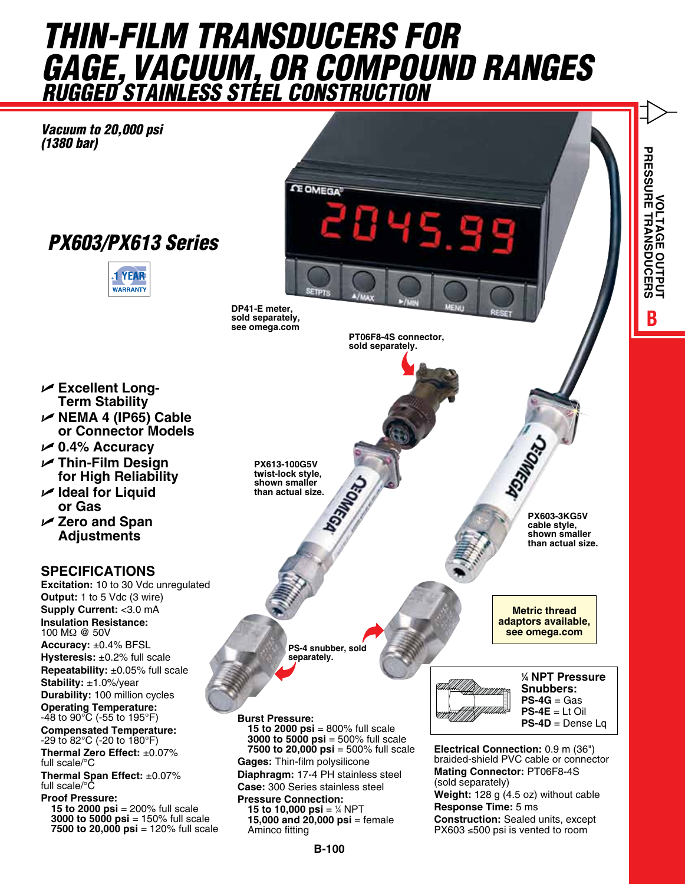# THIN-FILM TRANSDUCERS FOR GAGE, VACUUM, OR COMPOUND RANGES
## RUGGED STAINLESS STEEL CONSTRUCTION

**Vacuum to 20,000 psi (1380 bar)**

## PX603/PX613 Series

1 YEAR WARRANTY

DP41-E meter, sold separately, see omega.com

PT06F8-4S connector, sold separately.

PX613-100G5V twist-lock style, shown smaller than actual size.

PX603-3KG5V cable style, shown smaller than actual size.

PS-4 snubber, sold separately.

Metric thread adaptors available, see omega.com

- ✓ Excellent Long-Term Stability
- ✓ NEMA 4 (IP65) Cable or Connector Models
- ✓ 0.4% Accuracy
- ✓ Thin-Film Design for High Reliability
- ✓ Ideal for Liquid or Gas
- ✓ Zero and Span Adjustments

**¼ NPT Pressure Snubbers:**
**PS-4G** = Gas
**PS-4E** = Lt Oil
**PS-4D** = Dense Lq

## SPECIFICATIONS

**Excitation:** 10 to 30 Vdc unregulated
**Output:** 1 to 5 Vdc (3 wire)
**Supply Current:** <3.0 mA
**Insulation Resistance:** 100 MΩ @ 50V
**Accuracy:** ±0.4% BFSL
**Hysteresis:** ±0.2% full scale
**Repeatability:** ±0.05% full scale
**Stability:** ±1.0%/year
**Durability:** 100 million cycles
**Operating Temperature:** -48 to 90°C (-55 to 195°F)
**Compensated Temperature:** -29 to 82°C (-20 to 180°F)
**Thermal Zero Effect:** ±0.07% full scale/°C
**Thermal Span Effect:** ±0.07% full scale/°C
**Proof Pressure:**
- **15 to 2000 psi** = 200% full scale
- **3000 to 5000 psi** = 150% full scale
- **7500 to 20,000 psi** = 120% full scale

**Burst Pressure:**
- **15 to 2000 psi** = 800% full scale
- **3000 to 5000 psi** = 500% full scale
- **7500 to 20,000 psi** = 500% full scale

**Gages:** Thin-film polysilicone
**Diaphragm:** 17-4 PH stainless steel
**Case:** 300 Series stainless steel
**Pressure Connection:**
- **15 to 10,000 psi** = ¼ NPT
- **15,000 and 20,000 psi** = female Aminco fitting

**Electrical Connection:** 0.9 m (36") braided-shield PVC cable or connector
**Mating Connector:** PT06F8-4S (sold separately)
**Weight:** 128 g (4.5 oz) without cable
**Response Time:** 5 ms
**Construction:** Sealed units, except PX603 ≤500 psi is vented to room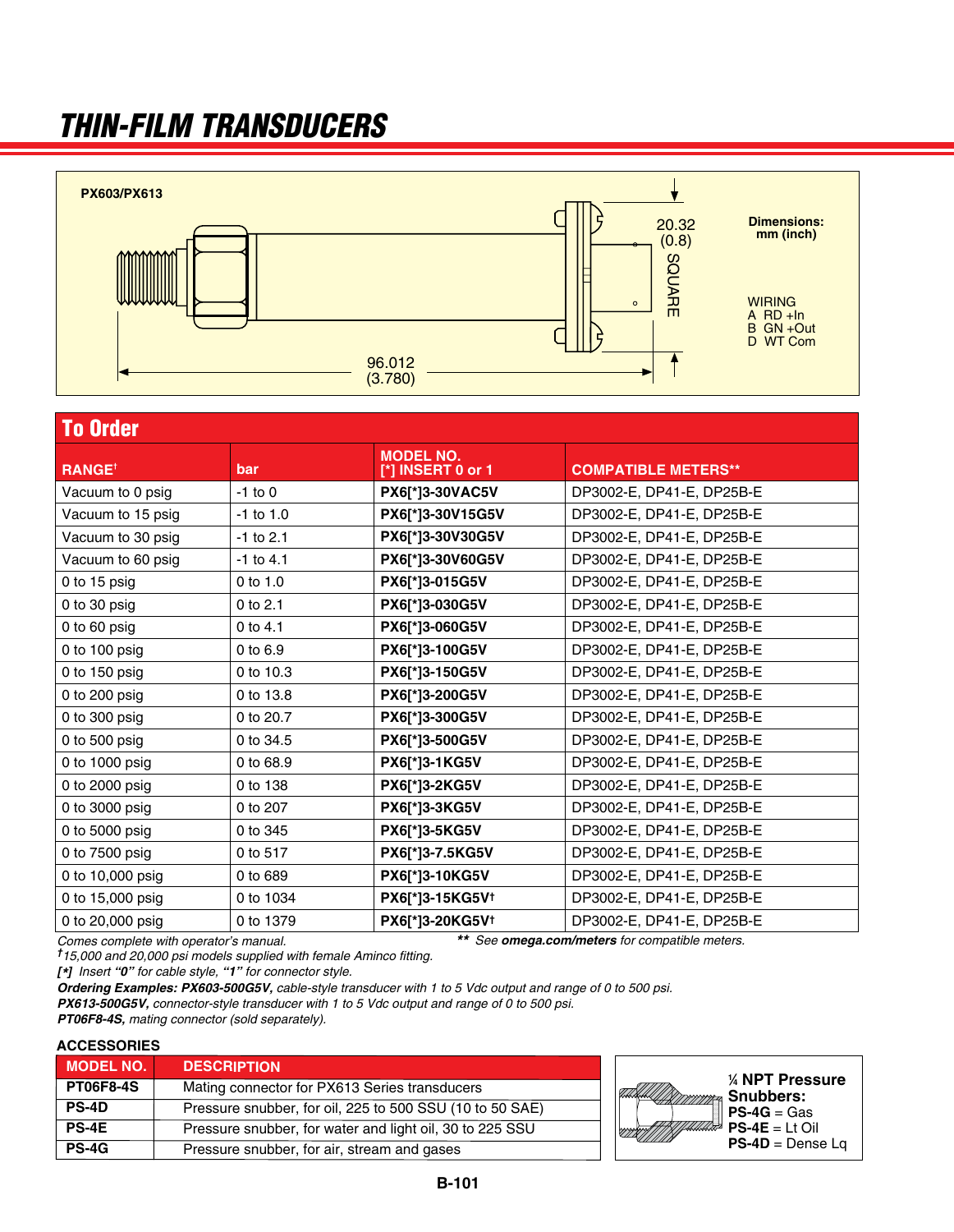# THIN-FILM TRANSDUCERS

PX603/PX613

20.32
(0.8)
SQUARE

96.012
(3.780)

Dimensions:
mm (inch)

WIRING
A RD +In
B GN +Out
D WT Com

## To Order

| RANGE† | bar | MODEL NO. [*] INSERT 0 or 1 | COMPATIBLE METERS** |
|---|---|---|---|
| Vacuum to 0 psig | -1 to 0 | **PX6[*]3-30VAC5V** | DP3002-E, DP41-E, DP25B-E |
| Vacuum to 15 psig | -1 to 1.0 | **PX6[*]3-30V15G5V** | DP3002-E, DP41-E, DP25B-E |
| Vacuum to 30 psig | -1 to 2.1 | **PX6[*]3-30V30G5V** | DP3002-E, DP41-E, DP25B-E |
| Vacuum to 60 psig | -1 to 4.1 | **PX6[*]3-30V60G5V** | DP3002-E, DP41-E, DP25B-E |
| 0 to 15 psig | 0 to 1.0 | **PX6[*]3-015G5V** | DP3002-E, DP41-E, DP25B-E |
| 0 to 30 psig | 0 to 2.1 | **PX6[*]3-030G5V** | DP3002-E, DP41-E, DP25B-E |
| 0 to 60 psig | 0 to 4.1 | **PX6[*]3-060G5V** | DP3002-E, DP41-E, DP25B-E |
| 0 to 100 psig | 0 to 6.9 | **PX6[*]3-100G5V** | DP3002-E, DP41-E, DP25B-E |
| 0 to 150 psig | 0 to 10.3 | **PX6[*]3-150G5V** | DP3002-E, DP41-E, DP25B-E |
| 0 to 200 psig | 0 to 13.8 | **PX6[*]3-200G5V** | DP3002-E, DP41-E, DP25B-E |
| 0 to 300 psig | 0 to 20.7 | **PX6[*]3-300G5V** | DP3002-E, DP41-E, DP25B-E |
| 0 to 500 psig | 0 to 34.5 | **PX6[*]3-500G5V** | DP3002-E, DP41-E, DP25B-E |
| 0 to 1000 psig | 0 to 68.9 | **PX6[*]3-1KG5V** | DP3002-E, DP41-E, DP25B-E |
| 0 to 2000 psig | 0 to 138 | **PX6[*]3-2KG5V** | DP3002-E, DP41-E, DP25B-E |
| 0 to 3000 psig | 0 to 207 | **PX6[*]3-3KG5V** | DP3002-E, DP41-E, DP25B-E |
| 0 to 5000 psig | 0 to 345 | **PX6[*]3-5KG5V** | DP3002-E, DP41-E, DP25B-E |
| 0 to 7500 psig | 0 to 517 | **PX6[*]3-7.5KG5V** | DP3002-E, DP41-E, DP25B-E |
| 0 to 10,000 psig | 0 to 689 | **PX6[*]3-10KG5V** | DP3002-E, DP41-E, DP25B-E |
| 0 to 15,000 psig | 0 to 1034 | **PX6[*]3-15KG5V†** | DP3002-E, DP41-E, DP25B-E |
| 0 to 20,000 psig | 0 to 1379 | **PX6[*]3-20KG5V†** | DP3002-E, DP41-E, DP25B-E |

*Comes complete with operator's manual.*
*** See **omega.com/meters** for compatible meters.*
*†15,000 and 20,000 psi models supplied with female Aminco fitting.*
*[*] Insert "0" for cable style, "1" for connector style.*
***Ordering Examples: PX603-500G5V,** cable-style transducer with 1 to 5 Vdc output and range of 0 to 500 psi.*
***PX613-500G5V,** connector-style transducer with 1 to 5 Vdc output and range of 0 to 500 psi.*
***PT06F8-4S,** mating connector (sold separately).*

## ACCESSORIES

| MODEL NO. | DESCRIPTION |
|---|---|
| **PT06F8-4S** | Mating connector for PX613 Series transducers |
| **PS-4D** | Pressure snubber, for oil, 225 to 500 SSU (10 to 50 SAE) |
| **PS-4E** | Pressure snubber, for water and light oil, 30 to 225 SSU |
| **PS-4G** | Pressure snubber, for air, stream and gases |

**¼ NPT Pressure Snubbers:**
**PS-4G** = Gas
**PS-4E** = Lt Oil
**PS-4D** = Dense Lq